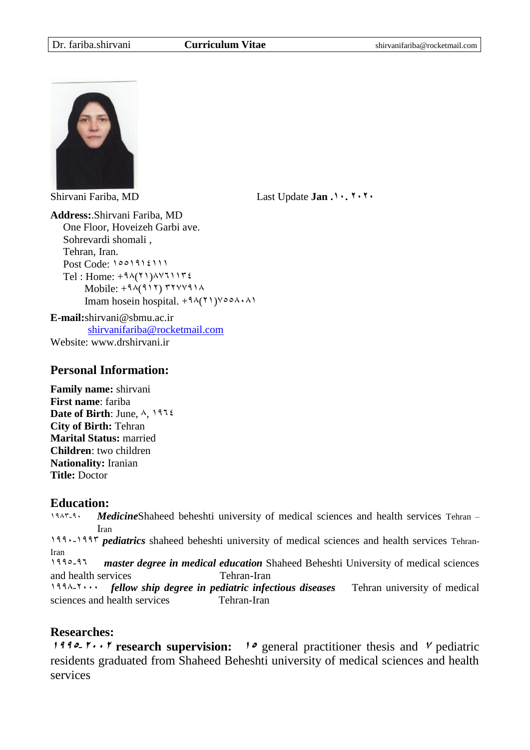Shirvani Fariba, MD                                        Last Update **Jan .١٠. ٢٠٢٠**

**Address:**.Shirvani Fariba, MD
One Floor, Hoveizeh Garbi ave.
Sohrevardi shomali ,
Tehran, Iran.
Post Code: ١٥٥١٩١٤١١١
Tel : Home: +٩٨(٢١)٨٧٦١١٣٤
Mobile: +٩٨(٩١٢) ٣٢٧٧٩١٨
Imam hosein hospital. +٩٨(٢١)٧٥٥٨٠٨١

**E-mail:**shirvani@sbmu.ac.ir
shirvanifariba@rocketmail.com
Website: www.drshirvani.ir

## Personal Information:

**Family name:** shirvani
**First name**: fariba
**Date of Birth**: June, ٨, ١٩٦٤
**City of Birth:** Tehran
**Marital Status:** married
**Children**: two children
**Nationality:** Iranian
**Title:** Doctor

## Education:

١٩٨٣-٩٠ ***Medicine***Shaheed beheshti university of medical sciences and health services Tehran – Iran

١٩٩٠-١٩٩٣ ***pediatrics*** shaheed beheshti university of medical sciences and health services Tehran-Iran

١٩٩٥-٩٦ ***master degree in medical education*** Shaheed Beheshti University of medical sciences and health services Tehran-Iran

١٩٩٨-٢٠٠٠ ***fellow ship degree in pediatric infectious diseases*** Tehran university of medical sciences and health services Tehran-Iran

## Researches:

**١٩٩٥- ٢٠٠٢ research supervision:** ١٥ general practitioner thesis and ٧ pediatric residents graduated from Shaheed Beheshti university of medical sciences and health services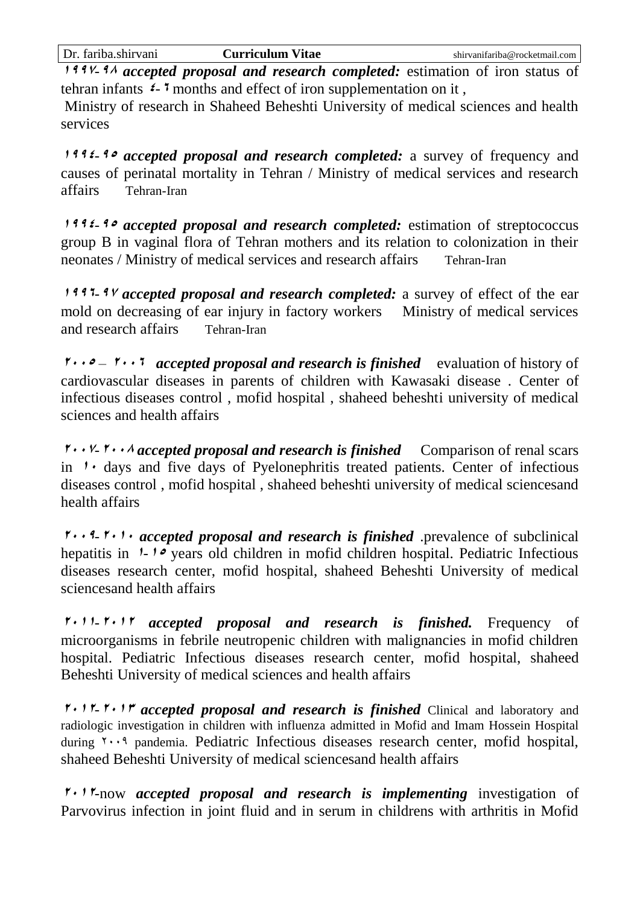**۱۹۹۷-۹۸** ***accepted proposal and research completed:*** estimation of iron status of tehran infants ۴-۶ months and effect of iron supplementation on it ,

Ministry of research in Shaheed Beheshti University of medical sciences and health services

**۱۹۹۴-۹۵** ***accepted proposal and research completed:*** a survey of frequency and causes of perinatal mortality in Tehran / Ministry of medical services and research affairs Tehran-Iran

**۱۹۹۴-۹۵** ***accepted proposal and research completed:*** estimation of streptococcus group B in vaginal flora of Tehran mothers and its relation to colonization in their neonates / Ministry of medical services and research affairs Tehran-Iran

**۱۹۹۶-۹۷** ***accepted proposal and research completed:*** a survey of effect of the ear mold on decreasing of ear injury in factory workers Ministry of medical services and research affairs Tehran-Iran

**۲۰۰۵ – ۲۰۰۶** ***accepted proposal and research is finished*** evaluation of history of cardiovascular diseases in parents of children with Kawasaki disease . Center of infectious diseases control , mofid hospital , shaheed beheshti university of medical sciences and health affairs

**۲۰۰۷-۲۰۰۸** ***accepted proposal and research is finished*** Comparison of renal scars in ۱۰ days and five days of Pyelonephritis treated patients. Center of infectious diseases control , mofid hospital , shaheed beheshti university of medical sciencesand health affairs

**۲۰۰۹-۲۰۱۰** ***accepted proposal and research is finished*** .prevalence of subclinical hepatitis in ۱-۱۵ years old children in mofid children hospital. Pediatric Infectious diseases research center, mofid hospital, shaheed Beheshti University of medical sciencesand health affairs

**۲۰۱۱-۲۰۱۲** ***accepted proposal and research is finished.*** Frequency of microorganisms in febrile neutropenic children with malignancies in mofid children hospital. Pediatric Infectious diseases research center, mofid hospital, shaheed Beheshti University of medical sciences and health affairs

**۲۰۱۲-۲۰۱۳** ***accepted proposal and research is finished*** Clinical and laboratory and radiologic investigation in children with influenza admitted in Mofid and Imam Hossein Hospital during ۲۰۰۹ pandemia. Pediatric Infectious diseases research center, mofid hospital, shaheed Beheshti University of medical sciencesand health affairs

**۲۰۱۲**-now ***accepted proposal and research is implementing*** investigation of Parvovirus infection in joint fluid and in serum in childrens with arthritis in Mofid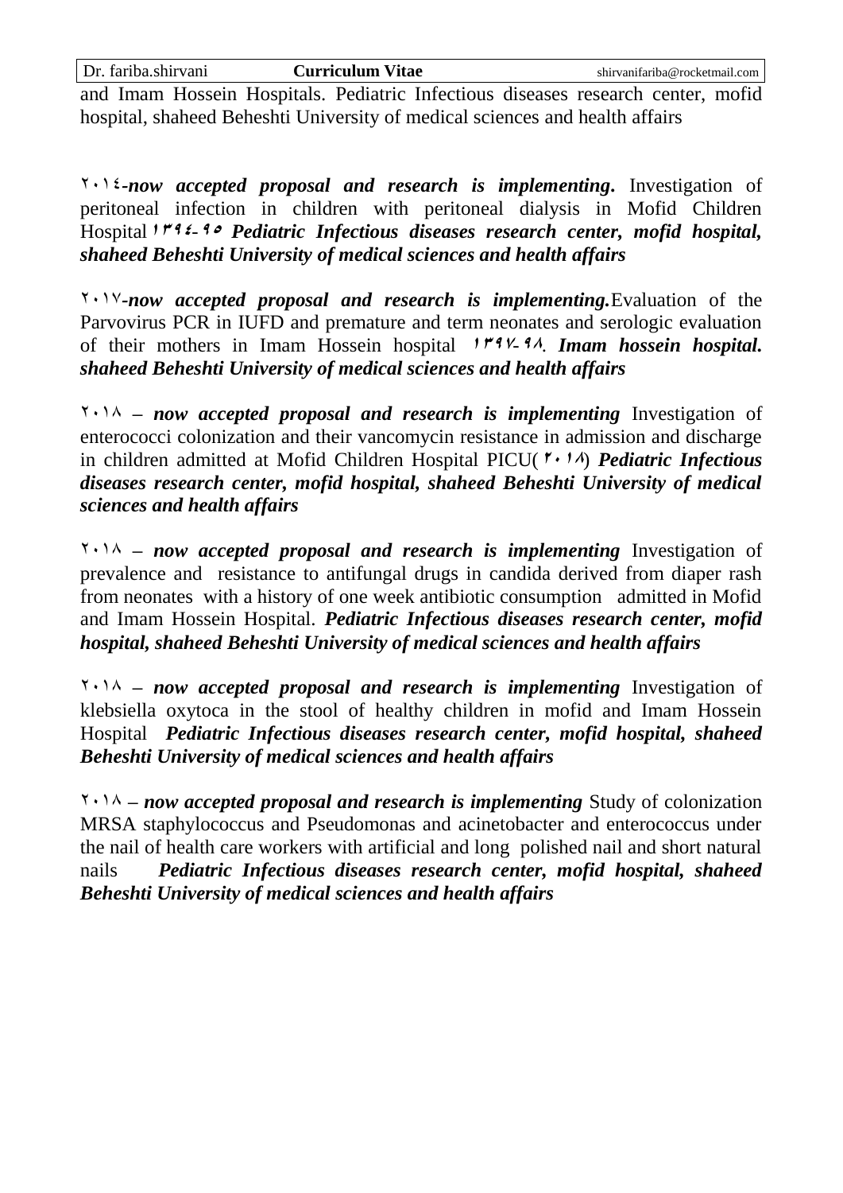and Imam Hossein Hospitals. Pediatric Infectious diseases research center, mofid hospital, shaheed Beheshti University of medical sciences and health affairs

٢٠١٤-***now accepted proposal and research is implementing*****.** Investigation of peritoneal infection in children with peritoneal dialysis in Mofid Children Hospital **۱۳۹٤-۹٥** ***Pediatric Infectious diseases research center, mofid hospital, shaheed Beheshti University of medical sciences and health affairs***

٢٠١٧-***now accepted proposal and research is implementing.***Evaluation of the Parvovirus PCR in IUFD and premature and term neonates and serologic evaluation of their mothers in Imam Hossein hospital **۱۳۹۷-۹۸**. ***Imam hossein hospital. shaheed Beheshti University of medical sciences and health affairs***

٢٠١٨ ***– now accepted proposal and research is implementing*** Investigation of enterococci colonization and their vancomycin resistance in admission and discharge in children admitted at Mofid Children Hospital PICU(**۲۰۱۸**) ***Pediatric Infectious diseases research center, mofid hospital, shaheed Beheshti University of medical sciences and health affairs***

٢٠١٨ ***– now accepted proposal and research is implementing*** Investigation of prevalence and resistance to antifungal drugs in candida derived from diaper rash from neonates with a history of one week antibiotic consumption admitted in Mofid and Imam Hossein Hospital. ***Pediatric Infectious diseases research center, mofid hospital, shaheed Beheshti University of medical sciences and health affairs***

٢٠١٨ ***– now accepted proposal and research is implementing*** Investigation of klebsiella oxytoca in the stool of healthy children in mofid and Imam Hossein Hospital ***Pediatric Infectious diseases research center, mofid hospital, shaheed Beheshti University of medical sciences and health affairs***

٢٠١٨ ***– now accepted proposal and research is implementing*** Study of colonization MRSA staphylococcus and Pseudomonas and acinetobacter and enterococcus under the nail of health care workers with artificial and long polished nail and short natural nails ***Pediatric Infectious diseases research center, mofid hospital, shaheed Beheshti University of medical sciences and health affairs***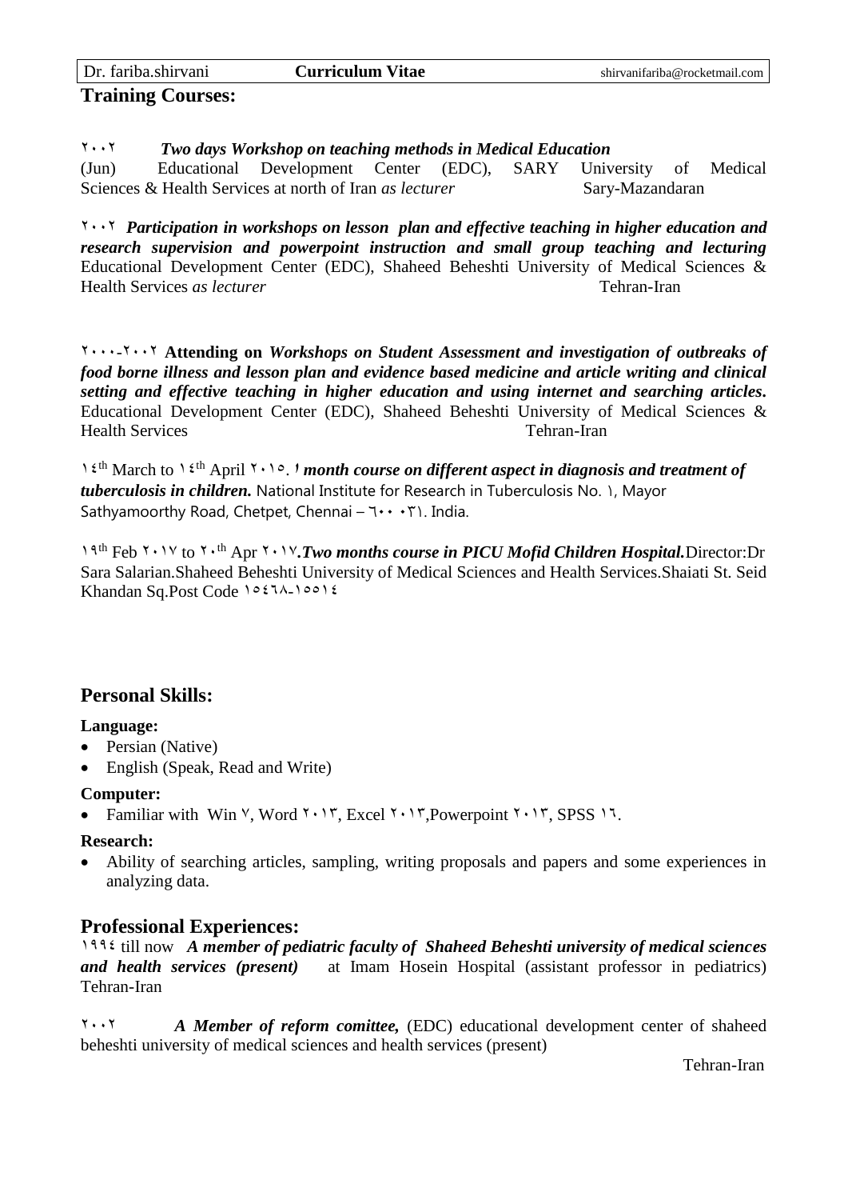## Training Courses:

۲۰۰۲ ***Two days Workshop on teaching methods in Medical Education***
(Jun) Educational Development Center (EDC), SARY University of Medical Sciences & Health Services at north of Iran *as lecturer* Sary-Mazandaran

۲۰۰۲ ***Participation in workshops on lesson plan and effective teaching in higher education and research supervision and powerpoint instruction and small group teaching and lecturing*** Educational Development Center (EDC), Shaheed Beheshti University of Medical Sciences & Health Services *as lecturer* Tehran-Iran

۲۰۰۰-۲۰۰۲ **Attending on** ***Workshops on Student Assessment and investigation of outbreaks of food borne illness and lesson plan and evidence based medicine and article writing and clinical setting and effective teaching in higher education and using internet and searching articles.*** Educational Development Center (EDC), Shaheed Beheshti University of Medical Sciences & Health Services Tehran-Iran

۱۴th March to ۱۴th April ۲۰۱۵. ***۱ month course on different aspect in diagnosis and treatment of tuberculosis in children.*** National Institute for Research in Tuberculosis No. ۱, Mayor Sathyamoorthy Road, Chetpet, Chennai – ٦۰۰ ۰۳۱. India.

۱۹th Feb ۲۰۱۷ to ۲۰th Apr ۲۰۱۷.***Two months course in PICU Mofid Children Hospital.***Director:Dr Sara Salarian.Shaheed Beheshti University of Medical Sciences and Health Services.Shaiati St. Seid Khandan Sq.Post Code ۱۵۴٦۸-۱۵۵۱۴

## Personal Skills:

**Language:**

- Persian (Native)
- English (Speak, Read and Write)

**Computer:**

- Familiar with Win ۷, Word ۲۰۱۳, Excel ۲۰۱۳,Powerpoint ۲۰۱۳, SPSS ۱٦.

**Research:**

- Ability of searching articles, sampling, writing proposals and papers and some experiences in analyzing data.

## Professional Experiences:

۱۹۹۴ till now ***A member of pediatric faculty of Shaheed Beheshti university of medical sciences and health services (present)*** at Imam Hosein Hospital (assistant professor in pediatrics) Tehran-Iran

۲۰۰۲ ***A Member of reform comittee,*** (EDC) educational development center of shaheed beheshti university of medical sciences and health services (present)

Tehran-Iran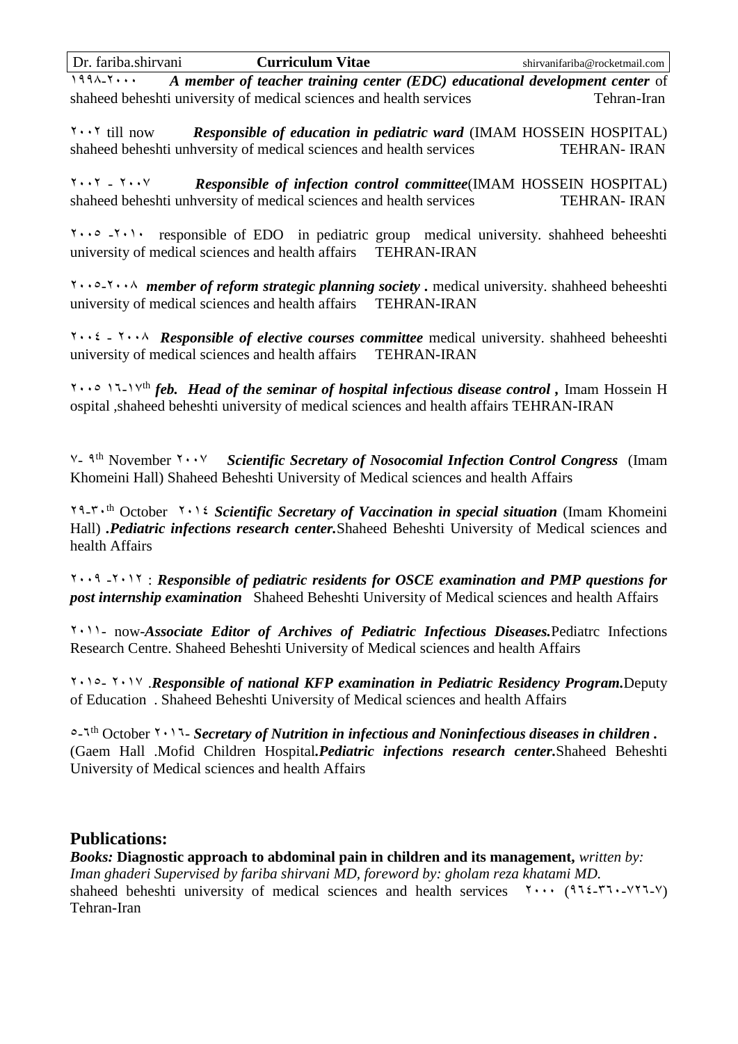١٩٩٨-٢٠٠٠ ***A member of teacher training center (EDC) educational development center*** of shaheed beheshti university of medical sciences and health services Tehran-Iran

٢٠٠٢ till now ***Responsible of education in pediatric ward*** (IMAM HOSSEIN HOSPITAL) shaheed beheshti unhversity of medical sciences and health services TEHRAN- IRAN

٢٠٠٢ - ٢٠٠٧ ***Responsible of infection control committee***(IMAM HOSSEIN HOSPITAL) shaheed beheshti unhversity of medical sciences and health services TEHRAN- IRAN

٢٠٠٥ -٢٠١٠ responsible of EDO in pediatric group medical university. shahheed beheeshti university of medical sciences and health affairs TEHRAN-IRAN

٢٠٠٥-٢٠٠٨ ***member of reform strategic planning society .*** medical university. shahheed beheeshti university of medical sciences and health affairs TEHRAN-IRAN

٢٠٠٤ - ٢٠٠٨ ***Responsible of elective courses committee*** medical university. shahheed beheeshti university of medical sciences and health affairs TEHRAN-IRAN

٢٠٠٥ ١٦-١٧th ***feb. Head of the seminar of hospital infectious disease control ,*** Imam Hossein H ospital ,shaheed beheshti university of medical sciences and health affairs TEHRAN-IRAN

٧- ٩th November ٢٠٠٧ ***Scientific Secretary of Nosocomial Infection Control Congress*** (Imam Khomeini Hall) Shaheed Beheshti University of Medical sciences and health Affairs

٢٩-٣٠th October ٢٠١٤ ***Scientific Secretary of Vaccination in special situation*** (Imam Khomeini Hall) ***.Pediatric infections research center.***Shaheed Beheshti University of Medical sciences and health Affairs

٢٠٠٩ -٢٠١٢ : ***Responsible of pediatric residents for OSCE examination and PMP questions for post internship examination*** Shaheed Beheshti University of Medical sciences and health Affairs

٢٠١١- now-***Associate Editor of Archives of Pediatric Infectious Diseases.***Pediatrc Infections Research Centre. Shaheed Beheshti University of Medical sciences and health Affairs

٢٠١٥- ٢٠١٧ .***Responsible of national KFP examination in Pediatric Residency Program.***Deputy of Education . Shaheed Beheshti University of Medical sciences and health Affairs

٥-٦th October ٢٠١٦- ***Secretary of Nutrition in infectious and Noninfectious diseases in children .*** (Gaem Hall .Mofid Children Hospital***.Pediatric infections research center.***Shaheed Beheshti University of Medical sciences and health Affairs

## Publications:

***Books:*** **Diagnostic approach to abdominal pain in children and its management,** *written by: Iman ghaderi Supervised by fariba shirvani MD, foreword by: gholam reza khatami MD.* shaheed beheshti university of medical sciences and health services ٢٠٠٠ (٩٦٤-٣٦٠-٧٢٦-٧) Tehran-Iran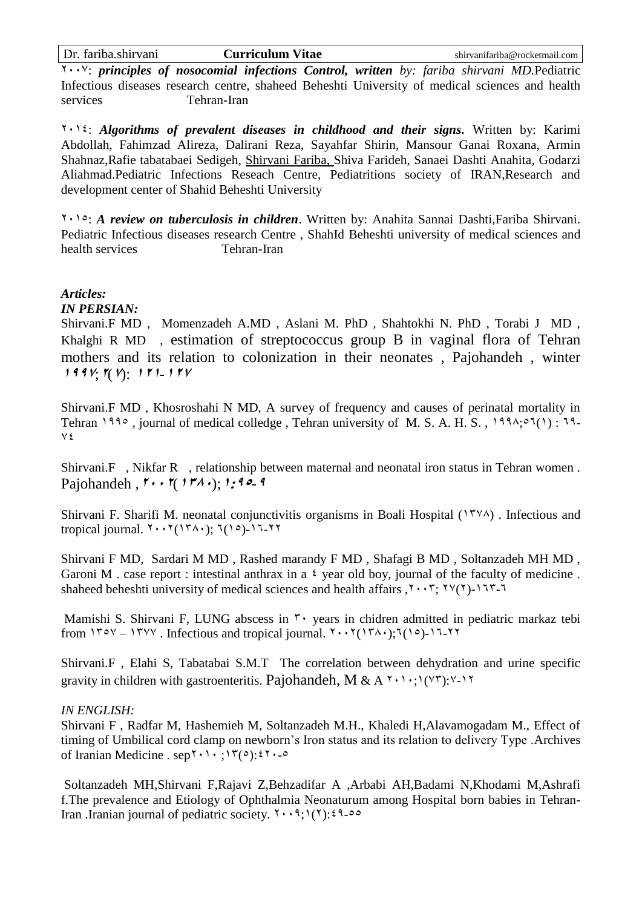۲۰۰۷: ***principles of nosocomial infections Control, written** by: fariba shirvani MD.*Pediatric Infectious diseases research centre, shaheed Beheshti University of medical sciences and health services Tehran-Iran

۲۰۱٤: ***Algorithms of prevalent diseases in childhood and their signs.*** Written by: Karimi Abdollah, Fahimzad Alireza, Dalirani Reza, Sayahfar Shirin, Mansour Ganai Roxana, Armin Shahnaz,Rafie tabatabaei Sedigeh, Shirvani Fariba, Shiva Farideh, Sanaei Dashti Anahita, Godarzi Aliahmad.Pediatric Infections Reseach Centre, Pediatritions society of IRAN,Research and development center of Shahid Beheshti University

۲۰۱٥: ***A review on tuberculosis in children***. Written by: Anahita Sannai Dashti,Fariba Shirvani. Pediatric Infectious diseases research Centre , ShahId Beheshti university of medical sciences and health services Tehran-Iran

***Articles:***

***IN PERSIAN:***

Shirvani.F MD , Momenzadeh A.MD , Aslani M. PhD , Shahtokhi N. PhD , Torabi J MD , Khalghi R MD , estimation of streptococcus group B in vaginal flora of Tehran mothers and its relation to colonization in their neonates , Pajohandeh , winter ۱۹۹۷; ۲(۷): ۱۲۱-۱۲۷

Shirvani.F MD , Khosroshahi N MD, A survey of frequency and causes of perinatal mortality in Tehran ۱۹۹٥ , journal of medical colledge , Tehran university of M. S. A. H. S. , ۱۹۹۸;٥٦(۱) : ٦۹-۷٤

Shirvani.F , Nikfar R , relationship between maternal and neonatal iron status in Tehran women . Pajohandeh , ۲۰۰۲(۱۳۸۰); ۱:۹٥-۹

Shirvani F. Sharifi M. neonatal conjunctivitis organisms in Boali Hospital (۱۳۷۸) . Infectious and tropical journal. ۲۰۰۲(۱۳۸۰); ٦(۱٥)-۱٦-۲۲

Shirvani F MD, Sardari M MD , Rashed marandy F MD , Shafagi B MD , Soltanzadeh MH MD , Garoni M . case report : intestinal anthrax in a ٤ year old boy, journal of the faculty of medicine . shaheed beheshti university of medical sciences and health affairs ,۲۰۰۳; ۲۷(۲)-۱٦۳-٦

Mamishi S. Shirvani F, LUNG abscess in ۳۰ years in chidren admitted in pediatric markaz tebi from ۱۳٥۷ – ۱۳۷۷ . Infectious and tropical journal. ۲۰۰۲(۱۳۸۰);٦(۱٥)-۱٦-۲۲

Shirvani.F , Elahi S, Tabatabai S.M.T The correlation between dehydration and urine specific gravity in children with gastroenteritis. Pajohandeh, M & A ۲۰۱۰;۱(۷۳):۷-۱۲

*IN ENGLISH:*

Shirvani F , Radfar M, Hashemieh M, Soltanzadeh M.H., Khaledi H,Alavamogadam M., Effect of timing of Umbilical cord clamp on newborn's Iron status and its relation to delivery Type .Archives of Iranian Medicine . sep۲۰۱۰ ;۱۳(٥):٤۲۰-٥

Soltanzadeh MH,Shirvani F,Rajavi Z,Behzadifar A ,Arbabi AH,Badami N,Khodami M,Ashrafi f.The prevalence and Etiology of Ophthalmia Neonaturum among Hospital born babies in Tehran-Iran .Iranian journal of pediatric society. ۲۰۰۹;۱(۲):٤۹-٥٥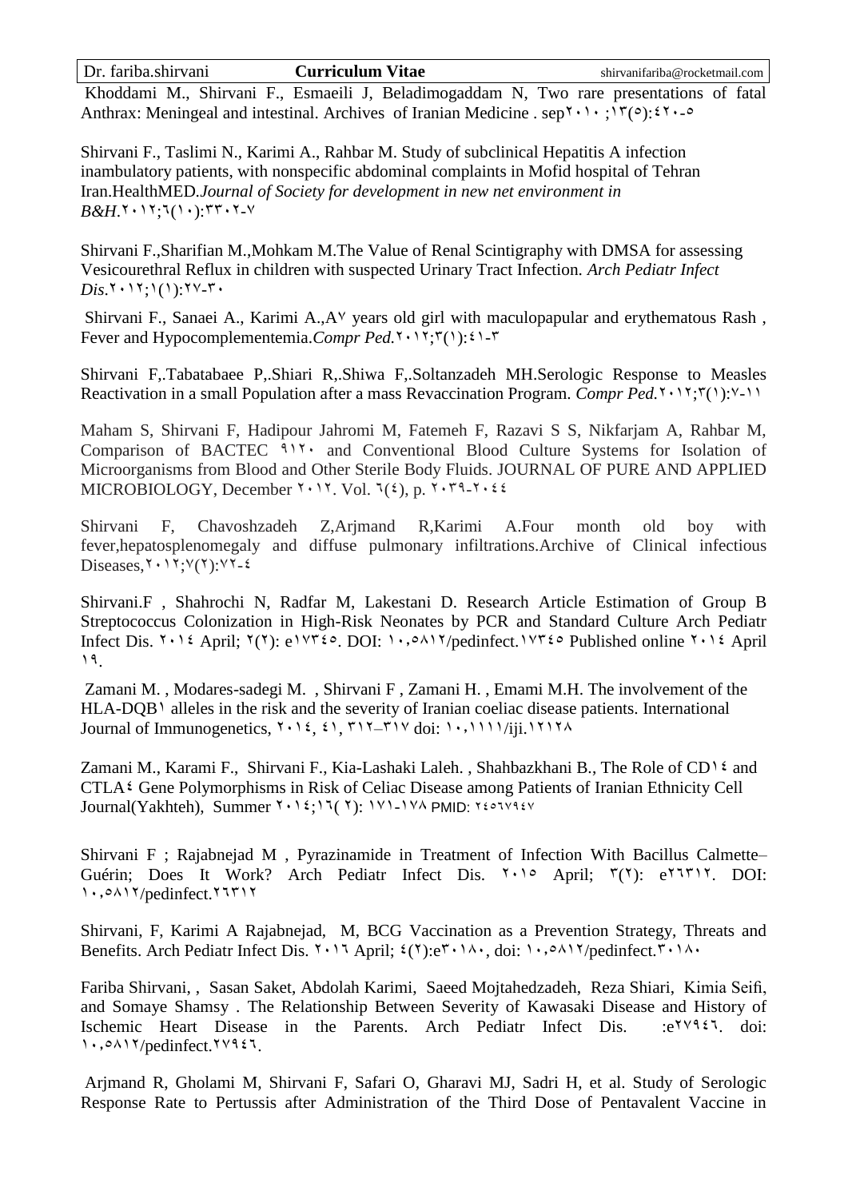Khoddami M., Shirvani F., Esmaeili J, Beladimogaddam N, Two rare presentations of fatal Anthrax: Meningeal and intestinal. Archives of Iranian Medicine . sep٢٠١٠ ;١٣(٥):٤٢٠-٥

Shirvani F., Taslimi N., Karimi A., Rahbar M. Study of subclinical Hepatitis A infection inambulatory patients, with nonspecific abdominal complaints in Mofid hospital of Tehran Iran.HealthMED.*Journal of Society for development in new net environment in B&H*.٢٠١٢;٦(١٠):٣٣٠٢-٧

Shirvani F.,Sharifian M.,Mohkam M.The Value of Renal Scintigraphy with DMSA for assessing Vesicourethral Reflux in children with suspected Urinary Tract Infection. *Arch Pediatr Infect Dis*.٢٠١٢;١(١):٢٧-٣٠

Shirvani F., Sanaei A., Karimi A.,A٧ years old girl with maculopapular and erythematous Rash , Fever and Hypocomplementemia.*Compr Ped.*٢٠١٢;٣(١):٤١-٣

Shirvani F,.Tabatabaee P,.Shiari R,.Shiwa F,.Soltanzadeh MH.Serologic Response to Measles Reactivation in a small Population after a mass Revaccination Program. *Compr Ped.*٢٠١٢;٣(١):٧-١١

Maham S, Shirvani F, Hadipour Jahromi M, Fatemeh F, Razavi S S, Nikfarjam A, Rahbar M, Comparison of BACTEC ٩١٢٠ and Conventional Blood Culture Systems for Isolation of Microorganisms from Blood and Other Sterile Body Fluids. JOURNAL OF PURE AND APPLIED MICROBIOLOGY, December ٢٠١٢. Vol. ٦(٤), p. ٢٠٣٩-٢٠٤٤

Shirvani F, Chavoshzadeh Z,Arjmand R,Karimi A.Four month old boy with fever,hepatosplenomegaly and diffuse pulmonary infiltrations.Archive of Clinical infectious Diseases,٢٠١٢;٧(٢):٧٢-٤

Shirvani.F , Shahrochi N, Radfar M, Lakestani D. Research Article Estimation of Group B Streptococcus Colonization in High-Risk Neonates by PCR and Standard Culture Arch Pediatr Infect Dis. ٢٠١٤ April; ٢(٢): e١٧٣٤٥. DOI: ١٠,٥٨١٢/pedinfect.١٧٣٤٥ Published online ٢٠١٤ April ١٩.

Zamani M. , Modares-sadegi M. , Shirvani F , Zamani H. , Emami M.H. The involvement of the HLA-DQB١ alleles in the risk and the severity of Iranian coeliac disease patients. International Journal of Immunogenetics, ٢٠١٤, ٤١, ٣١٢–٣١٧ doi: ١٠,١١١١/iji.١٢١٢٨

Zamani M., Karami F., Shirvani F., Kia-Lashaki Laleh. , Shahbazkhani B., The Role of CD١٤ and CTLA٤ Gene Polymorphisms in Risk of Celiac Disease among Patients of Iranian Ethnicity Cell Journal(Yakhteh), Summer ٢٠١٤;١٦( ٢): ١٧١-١٧٨ PMID: ٢٤٥٦٧٩٤٧

Shirvani F ; Rajabnejad M , Pyrazinamide in Treatment of Infection With Bacillus Calmette–Guérin; Does It Work? Arch Pediatr Infect Dis. ٢٠١٥ April; ٣(٢): e٢٦٣١٢. DOI: ١٠,٥٨١٢/pedinfect.٢٦٣١٢

Shirvani, F, Karimi A Rajabnejad, M, BCG Vaccination as a Prevention Strategy, Threats and Benefits. Arch Pediatr Infect Dis. ٢٠١٦ April; ٤(٢):e٣٠١٨٠, doi: ١٠,٥٨١٢/pedinfect.٣٠١٨٠

Fariba Shirvani, , Sasan Saket, Abdolah Karimi, Saeed Mojtahedzadeh, Reza Shiari, Kimia Seifi, and Somaye Shamsy . The Relationship Between Severity of Kawasaki Disease and History of Ischemic Heart Disease in the Parents. Arch Pediatr Infect Dis. :e٢٧٩٤٦. doi: ١٠,٥٨١٢/pedinfect.٢٧٩٤٦.

Arjmand R, Gholami M, Shirvani F, Safari O, Gharavi MJ, Sadri H, et al. Study of Serologic Response Rate to Pertussis after Administration of the Third Dose of Pentavalent Vaccine in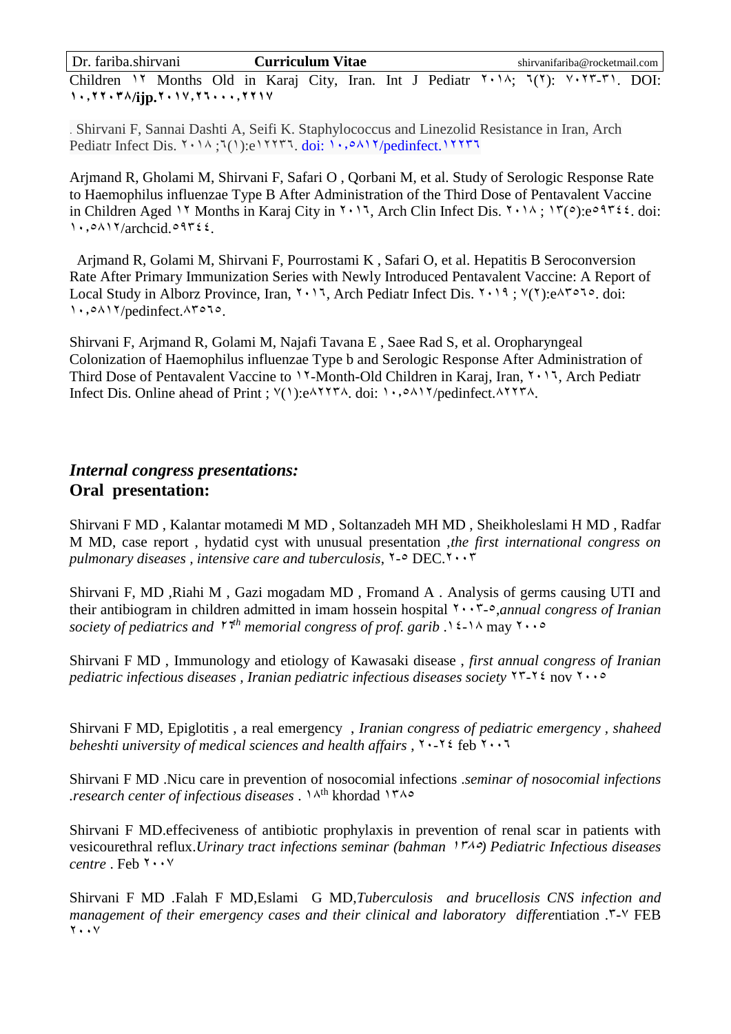Children ۱۲ Months Old in Karaj City, Iran. Int J Pediatr ۲۰۱۸; ٦(۲): ۷۰۲۳-۳۱. DOI: **۱۰,۲۲۰۳۸/ijp.۲۰۱۷,۲٦۰۰۰,۲۲۱۷**

. Shirvani F, Sannai Dashti A, Seifi K. Staphylococcus and Linezolid Resistance in Iran, Arch Pediatr Infect Dis. ۲۰۱۸ ;٦(۱):e۱۲۲۳٦. doi: ۱۰,۵۸۱۲/pedinfect.۱۲۲۳٦

Arjmand R, Gholami M, Shirvani F, Safari O , Qorbani M, et al. Study of Serologic Response Rate to Haemophilus influenzae Type B After Administration of the Third Dose of Pentavalent Vaccine in Children Aged ۱۲ Months in Karaj City in ۲۰۱٦, Arch Clin Infect Dis. ۲۰۱۸ ; ۱۳(۵):e۵۹۳٤٤. doi: ۱۰,۵۸۱۲/archcid.۵۹۳٤٤.

Arjmand R, Golami M, Shirvani F, Pourrostami K , Safari O, et al. Hepatitis B Seroconversion Rate After Primary Immunization Series with Newly Introduced Pentavalent Vaccine: A Report of Local Study in Alborz Province, Iran, ۲۰۱٦, Arch Pediatr Infect Dis. ۲۰۱۹ ; ۷(۲):e۸۳۵٦۵. doi: ۱۰,۵۸۱۲/pedinfect.۸۳۵٦۵.

Shirvani F, Arjmand R, Golami M, Najafi Tavana E , Saee Rad S, et al. Oropharyngeal Colonization of Haemophilus influenzae Type b and Serologic Response After Administration of Third Dose of Pentavalent Vaccine to ۱۲-Month-Old Children in Karaj, Iran, ۲۰۱٦, Arch Pediatr Infect Dis. Online ahead of Print ; ۷(۱):e۸۲۲۳۸. doi: ۱۰,۵۸۱۲/pedinfect.۸۲۲۳۸.

## *Internal congress presentations:*

## **Oral presentation:**

Shirvani F MD , Kalantar motamedi M MD , Soltanzadeh MH MD , Sheikholeslami H MD , Radfar M MD, case report , hydatid cyst with unusual presentation ,*the first international congress on pulmonary diseases , intensive care and tuberculosis*, ۲-۵ DEC.۲۰۰۳

Shirvani F, MD ,Riahi M , Gazi mogadam MD , Fromand A . Analysis of germs causing UTI and their antibiogram in children admitted in imam hossein hospital ۲۰۰۳-۵,*annual congress of Iranian society of pediatrics and ۲۲th memorial congress of prof. garib* .۱٤-۱۸ may ۲۰۰۵

Shirvani F MD , Immunology and etiology of Kawasaki disease , *first annual congress of Iranian pediatric infectious diseases , Iranian pediatric infectious diseases society* ۲۳-۲٤ nov ۲۰۰۵

Shirvani F MD, Epiglotitis , a real emergency , *Iranian congress of pediatric emergency , shaheed beheshti university of medical sciences and health affairs* , ۲۰-۲٤ feb ۲۰۰٦

Shirvani F MD .Nicu care in prevention of nosocomial infections .*seminar of nosocomial infections .research center of infectious diseases* . ۱۸th khordad ۱۳۸۵

Shirvani F MD.effeciveness of antibiotic prophylaxis in prevention of renal scar in patients with vesicourethral reflux.*Urinary tract infections seminar (bahman ۱۳۸۵) Pediatric Infectious diseases centre* . Feb ۲۰۰۷

Shirvani F MD .Falah F MD,Eslami G MD,*Tuberculosis and brucellosis CNS infection and management of their emergency cases and their clinical and laboratory differ*entiation .۳-۷ FEB ۲۰۰۷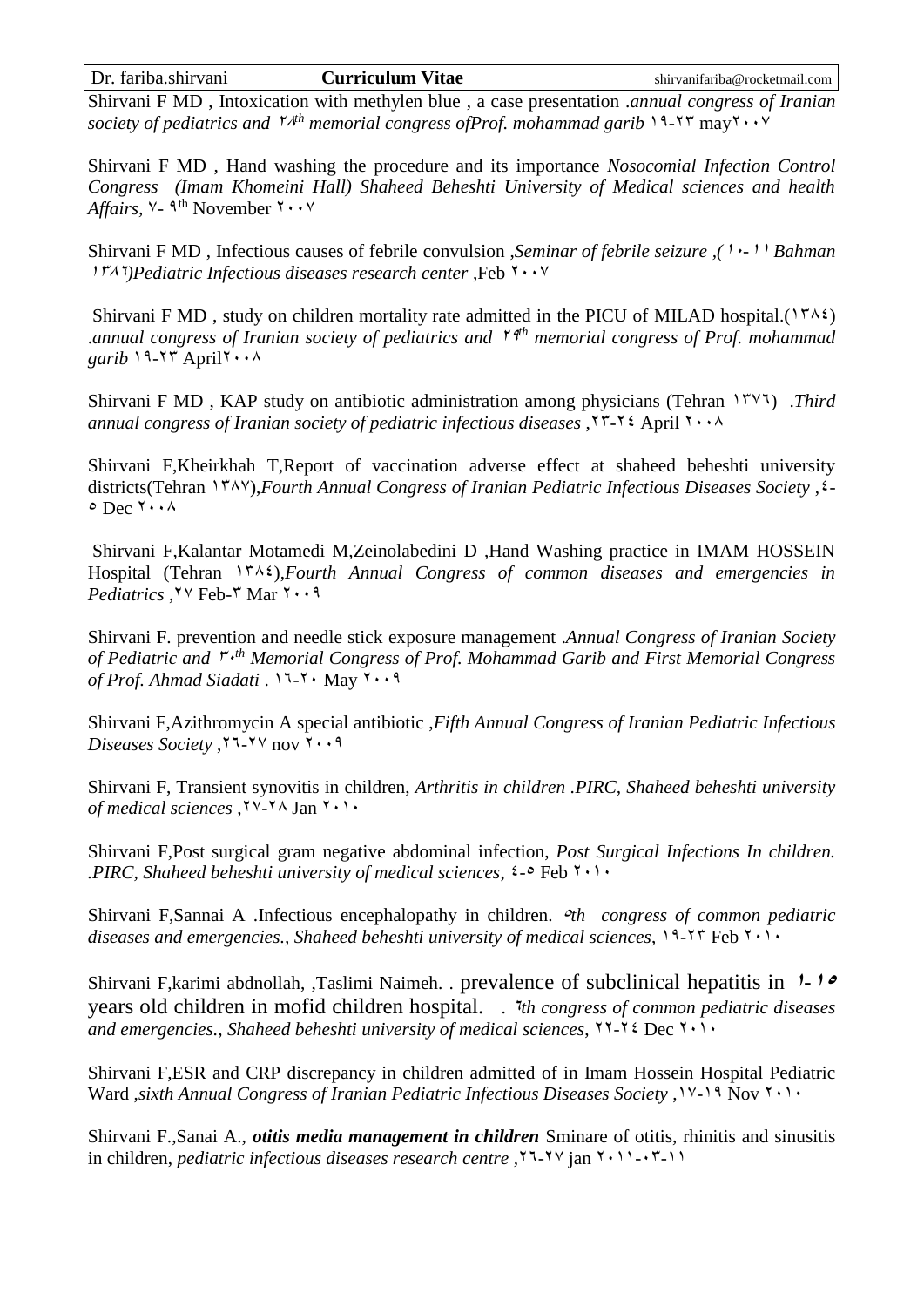Shirvani F MD , Intoxication with methylen blue , a case presentation .*annual congress of Iranian society of pediatrics and ٢٨th memorial congress ofProf. mohammad garib* ١٩-٢٣ may٢٠٠٧

Shirvani F MD , Hand washing the procedure and its importance *Nosocomial Infection Control Congress (Imam Khomeini Hall) Shaheed Beheshti University of Medical sciences and health Affairs*, ٧- ٩th November ٢٠٠٧

Shirvani F MD , Infectious causes of febrile convulsion ,*Seminar of febrile seizure ,(١٠-١١ Bahman ١٣٨٦)Pediatric Infectious diseases research center* ,Feb ٢٠٠٧

Shirvani F MD , study on children mortality rate admitted in the PICU of MILAD hospital.(١٣٨٤) .*annual congress of Iranian society of pediatrics and ٢٩th memorial congress of Prof. mohammad garib* ١٩-٢٣ April٢٠٠٨

Shirvani F MD , KAP study on antibiotic administration among physicians (Tehran ١٣٧٦) .*Third annual congress of Iranian society of pediatric infectious diseases* ,٢٣-٢٤ April ٢٠٠٨

Shirvani F,Kheirkhah T,Report of vaccination adverse effect at shaheed beheshti university districts(Tehran ١٣٨٧),*Fourth Annual Congress of Iranian Pediatric Infectious Diseases Society* ,٤-٥ Dec ٢٠٠٨

Shirvani F,Kalantar Motamedi M,Zeinolabedini D ,Hand Washing practice in IMAM HOSSEIN Hospital (Tehran ١٣٨٤),*Fourth Annual Congress of common diseases and emergencies in Pediatrics* ,٢٧ Feb-٣ Mar ٢٠٠٩

Shirvani F. prevention and needle stick exposure management .*Annual Congress of Iranian Society of Pediatric and ٣٠th Memorial Congress of Prof. Mohammad Garib and First Memorial Congress of Prof. Ahmad Siadati* . ١٦-٢٠ May ٢٠٠٩

Shirvani F,Azithromycin A special antibiotic ,*Fifth Annual Congress of Iranian Pediatric Infectious Diseases Society* ,٢٦-٢٧ nov ٢٠٠٩

Shirvani F, Transient synovitis in children, *Arthritis in children .PIRC, Shaheed beheshti university of medical sciences* ,٢٧-٢٨ Jan ٢٠١٠

Shirvani F,Post surgical gram negative abdominal infection, *Post Surgical Infections In children. .PIRC, Shaheed beheshti university of medical sciences*, ٤-٥ Feb ٢٠١٠

Shirvani F,Sannai A .Infectious encephalopathy in children. *٥th congress of common pediatric diseases and emergencies., Shaheed beheshti university of medical sciences*, ١٩-٢٣ Feb ٢٠١٠

Shirvani F,karimi abdnollah, ,Taslimi Naimeh. . prevalence of subclinical hepatitis in ١-١٥ years old children in mofid children hospital. . *٦th congress of common pediatric diseases and emergencies., Shaheed beheshti university of medical sciences*, ٢٢-٢٤ Dec ٢٠١٠

Shirvani F,ESR and CRP discrepancy in children admitted of in Imam Hossein Hospital Pediatric Ward ,*sixth Annual Congress of Iranian Pediatric Infectious Diseases Society* ,١٧-١٩ Nov ٢٠١٠

Shirvani F.,Sanai A., ***otitis media management in children*** Sminare of otitis, rhinitis and sinusitis in children, *pediatric infectious diseases research centre* ,٢٦-٢٧ jan ٢٠١١-٠٣-١١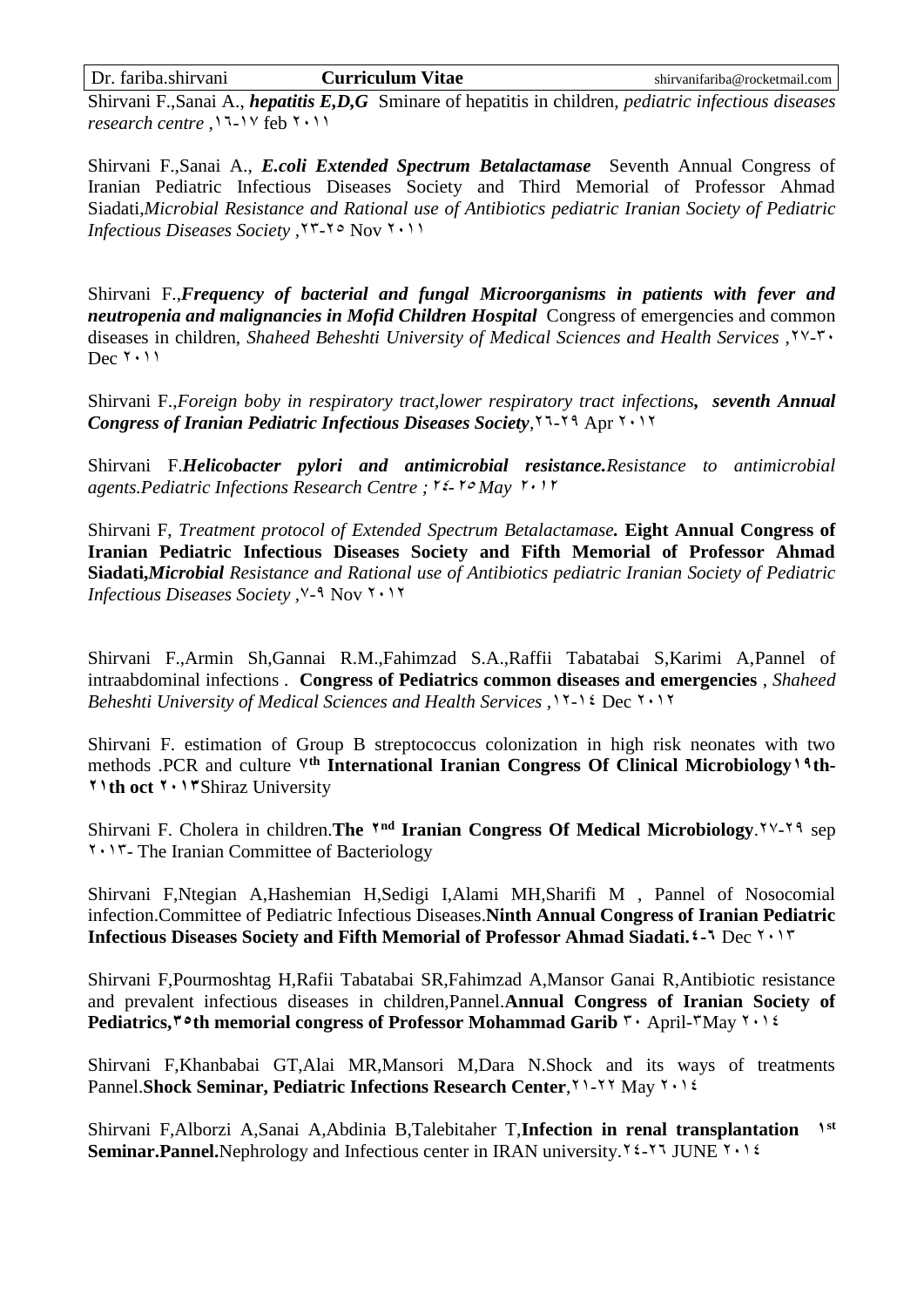Shirvani F.,Sanai A., ***hepatitis E,D,G*** Sminare of hepatitis in children, *pediatric infectious diseases research centre* ,١٦-١٧ feb ٢٠١١

Shirvani F.,Sanai A., ***E.coli Extended Spectrum Betalactamase*** Seventh Annual Congress of Iranian Pediatric Infectious Diseases Society and Third Memorial of Professor Ahmad Siadati,*Microbial Resistance and Rational use of Antibiotics pediatric Iranian Society of Pediatric Infectious Diseases Society* ,٢٣-٢٥ Nov ٢٠١١

Shirvani F.,***Frequency of bacterial and fungal Microorganisms in patients with fever and neutropenia and malignancies in Mofid Children Hospital*** Congress of emergencies and common diseases in children, *Shaheed Beheshti University of Medical Sciences and Health Services* ,٢٧-٣٠ Dec ٢٠١١

Shirvani F.,*Foreign boby in respiratory tract,lower respiratory tract infections*, ***seventh Annual Congress of Iranian Pediatric Infectious Diseases Society***,٢٦-٢٩ Apr ٢٠١٢

Shirvani F.***Helicobacter pylori and antimicrobial resistance.****Resistance to antimicrobial agents.Pediatric Infections Research Centre ; ٢٤-٢٥ May* ٢٠١٢

Shirvani F, *Treatment protocol of Extended Spectrum Betalactamase*. **Eight Annual Congress of Iranian Pediatric Infectious Diseases Society and Fifth Memorial of Professor Ahmad Siadati,*Microbial*** *Resistance and Rational use of Antibiotics pediatric Iranian Society of Pediatric Infectious Diseases Society* ,٧-٩ Nov ٢٠١٢

Shirvani F.,Armin Sh,Gannai R.M.,Fahimzad S.A.,Raffii Tabatabai S,Karimi A,Pannel of intraabdominal infections . **Congress of Pediatrics common diseases and emergencies** , *Shaheed Beheshti University of Medical Sciences and Health Services* ,١٢-١٤ Dec ٢٠١٢

Shirvani F. estimation of Group B streptococcus colonization in high risk neonates with two methods .PCR and culture ٧th **International Iranian Congress Of Clinical Microbiology١٩th-٢١th oct ٢٠١٣**Shiraz University

Shirvani F. Cholera in children.**The ٢nd Iranian Congress Of Medical Microbiology**.٢٧-٢٩ sep ٢٠١٣- The Iranian Committee of Bacteriology

Shirvani F,Ntegian A,Hashemian H,Sedigi I,Alami MH,Sharifi M , Pannel of Nosocomial infection.Committee of Pediatric Infectious Diseases.**Ninth Annual Congress of Iranian Pediatric Infectious Diseases Society and Fifth Memorial of Professor Ahmad Siadati.٤-٦** Dec ٢٠١٣

Shirvani F,Pourmoshtag H,Rafii Tabatabai SR,Fahimzad A,Mansor Ganai R,Antibiotic resistance and prevalent infectious diseases in children,Pannel.**Annual Congress of Iranian Society of Pediatrics,٣٥th memorial congress of Professor Mohammad Garib** ٣٠ April-٣May ٢٠١٤

Shirvani F,Khanbabai GT,Alai MR,Mansori M,Dara N.Shock and its ways of treatments Pannel.**Shock Seminar, Pediatric Infections Research Center**,٢١-٢٢ May ٢٠١٤

Shirvani F,Alborzi A,Sanai A,Abdinia B,Talebitaher T,**Infection in renal transplantation ١st Seminar.Pannel.**Nephrology and Infectious center in IRAN university.٢٤-٢٦ JUNE ٢٠١٤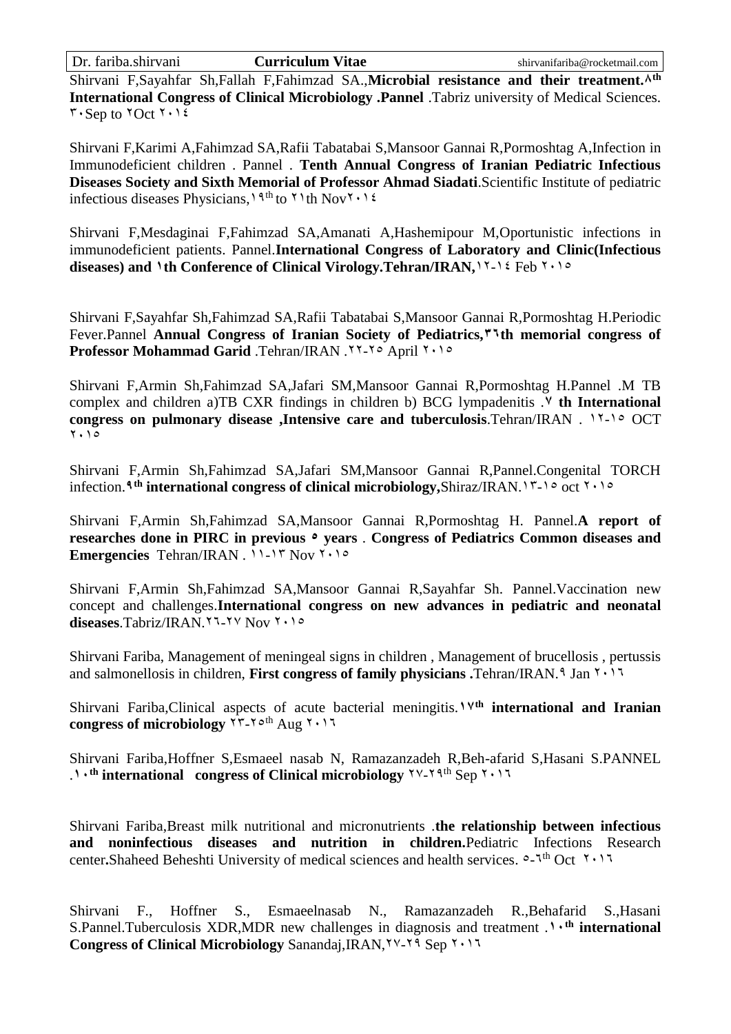Shirvani F,Sayahfar Sh,Fallah F,Fahimzad SA.,**Microbial resistance and their treatment.٨th International Congress of Clinical Microbiology .Pannel** .Tabriz university of Medical Sciences. ٣٠Sep to ٢Oct ٢٠١٤

Shirvani F,Karimi A,Fahimzad SA,Rafii Tabatabai S,Mansoor Gannai R,Pormoshtag A,Infection in Immunodeficient children . Pannel . **Tenth Annual Congress of Iranian Pediatric Infectious Diseases Society and Sixth Memorial of Professor Ahmad Siadati**.Scientific Institute of pediatric infectious diseases Physicians,١٩th to ٢١th Nov٢٠١٤

Shirvani F,Mesdaginai F,Fahimzad SA,Amanati A,Hashemipour M,Oportunistic infections in immunodeficient patients. Pannel.**International Congress of Laboratory and Clinic(Infectious diseases) and ١th Conference of Clinical Virology.Tehran/IRAN,**١٢-١٤ Feb ٢٠١٥

Shirvani F,Sayahfar Sh,Fahimzad SA,Rafii Tabatabai S,Mansoor Gannai R,Pormoshtag H.Periodic Fever.Pannel **Annual Congress of Iranian Society of Pediatrics,٣٦th memorial congress of Professor Mohammad Garid** .Tehran/IRAN .٢٢-٢٥ April ٢٠١٥

Shirvani F,Armin Sh,Fahimzad SA,Jafari SM,Mansoor Gannai R,Pormoshtag H.Pannel .M TB complex and children a)TB CXR findings in children b) BCG lympadenitis .٧ **th International congress on pulmonary disease ,Intensive care and tuberculosis**.Tehran/IRAN . ١٢-١٥ OCT ٢٠١٥

Shirvani F,Armin Sh,Fahimzad SA,Jafari SM,Mansoor Gannai R,Pannel.Congenital TORCH infection.**٩th international congress of clinical microbiology,**Shiraz/IRAN.١٣-١٥ oct ٢٠١٥

Shirvani F,Armin Sh,Fahimzad SA,Mansoor Gannai R,Pormoshtag H. Pannel.**A report of researches done in PIRC in previous ٥ years** . **Congress of Pediatrics Common diseases and Emergencies** Tehran/IRAN . ١١-١٣ Nov ٢٠١٥

Shirvani F,Armin Sh,Fahimzad SA,Mansoor Gannai R,Sayahfar Sh. Pannel.Vaccination new concept and challenges.**International congress on new advances in pediatric and neonatal diseases**.Tabriz/IRAN.٢٦-٢٧ Nov ٢٠١٥

Shirvani Fariba, Management of meningeal signs in children , Management of brucellosis , pertussis and salmonellosis in children, **First congress of family physicians .**Tehran/IRAN.٩ Jan ٢٠١٦

Shirvani Fariba,Clinical aspects of acute bacterial meningitis.**١٧th international and Iranian congress of microbiology** ٢٣-٢٥th Aug ٢٠١٦

Shirvani Fariba,Hoffner S,Esmaeel nasab N, Ramazanzadeh R,Beh-afarid S,Hasani S.PANNEL .**١٠th international congress of Clinical microbiology** ٢٧-٢٩th Sep ٢٠١٦

Shirvani Fariba,Breast milk nutritional and micronutrients .**the relationship between infectious and noninfectious diseases and nutrition in children.**Pediatric Infections Research center**.**Shaheed Beheshti University of medical sciences and health services. ٥-٦th Oct ٢٠١٦

Shirvani F., Hoffner S., Esmaeelnasab N., Ramazanzadeh R.,Behafarid S.,Hasani S.Pannel.Tuberculosis XDR,MDR new challenges in diagnosis and treatment .**١٠th international Congress of Clinical Microbiology** Sanandaj,IRAN,٢٧-٢٩ Sep ٢٠١٦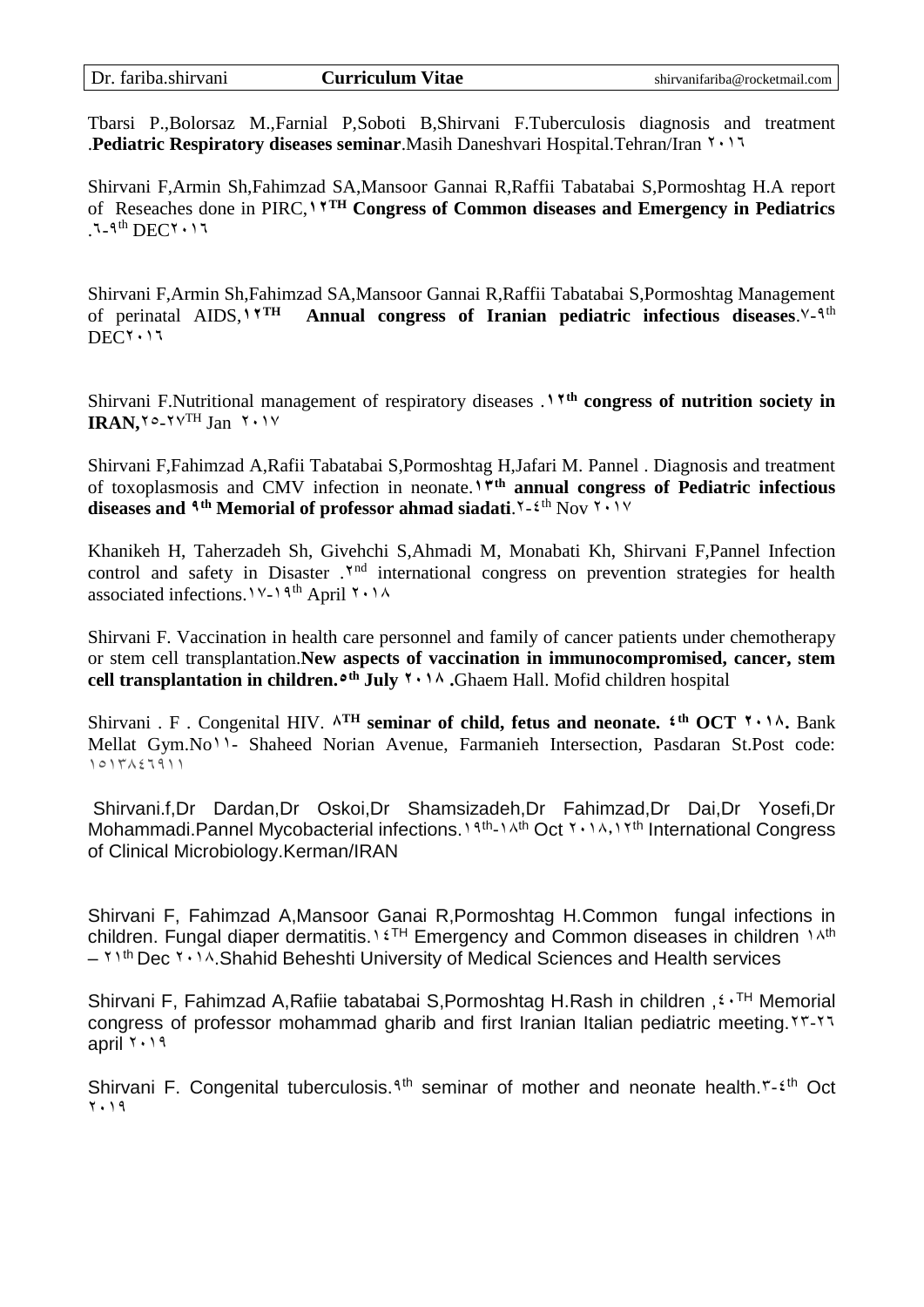Tbarsi P.,Bolorsaz M.,Farnial P,Soboti B,Shirvani F.Tuberculosis diagnosis and treatment .**Pediatric Respiratory diseases seminar**.Masih Daneshvari Hospital.Tehran/Iran ٢٠١٦

Shirvani F,Armin Sh,Fahimzad SA,Mansoor Gannai R,Raffii Tabatabai S,Pormoshtag H.A report of Reseaches done in PIRC,**١٢TH Congress of Common diseases and Emergency in Pediatrics** .٦-٩th DEC٢٠١٦

Shirvani F,Armin Sh,Fahimzad SA,Mansoor Gannai R,Raffii Tabatabai S,Pormoshtag Management of perinatal AIDS,**١٢TH Annual congress of Iranian pediatric infectious diseases**.٧-٩th DEC٢٠١٦

Shirvani F.Nutritional management of respiratory diseases .**١٢th congress of nutrition society in IRAN,**٢٥-٢٧TH Jan ٢٠١٧

Shirvani F,Fahimzad A,Rafii Tabatabai S,Pormoshtag H,Jafari M. Pannel . Diagnosis and treatment of toxoplasmosis and CMV infection in neonate.**١٣th annual congress of Pediatric infectious diseases and ٩th Memorial of professor ahmad siadati**.٢-٤th Nov ٢٠١٧

Khanikeh H, Taherzadeh Sh, Givehchi S,Ahmadi M, Monabati Kh, Shirvani F,Pannel Infection control and safety in Disaster .٢nd international congress on prevention strategies for health associated infections.١٧-١٩th April ٢٠١٨

Shirvani F. Vaccination in health care personnel and family of cancer patients under chemotherapy or stem cell transplantation.**New aspects of vaccination in immunocompromised, cancer, stem cell transplantation in children.٥th July ٢٠١٨ .**Ghaem Hall. Mofid children hospital

Shirvani . F . Congenital HIV. **٨TH seminar of child, fetus and neonate. ٤th OCT ٢٠١٨.** Bank Mellat Gym.No١١- Shaheed Norian Avenue, Farmanieh Intersection, Pasdaran St.Post code: ١٥١٣٨٤٦٩١١

Shirvani.f,Dr Dardan,Dr Oskoi,Dr Shamsizadeh,Dr Fahimzad,Dr Dai,Dr Yosefi,Dr Mohammadi.Pannel Mycobacterial infections.١٩th-١٨th Oct ٢٠١٨,١٢th International Congress of Clinical Microbiology.Kerman/IRAN

Shirvani F, Fahimzad A,Mansoor Ganai R,Pormoshtag H.Common fungal infections in children. Fungal diaper dermatitis.١٤TH Emergency and Common diseases in children ١٨th – ٢١th Dec ٢٠١٨.Shahid Beheshti University of Medical Sciences and Health services

Shirvani F, Fahimzad A,Rafiie tabatabai S,Pormoshtag H.Rash in children ,٤٠TH Memorial congress of professor mohammad gharib and first Iranian Italian pediatric meeting.٢٣-٢٦ april ٢٠١٩

Shirvani F. Congenital tuberculosis.٩th seminar of mother and neonate health.٣-٤th Oct ٢٠١٩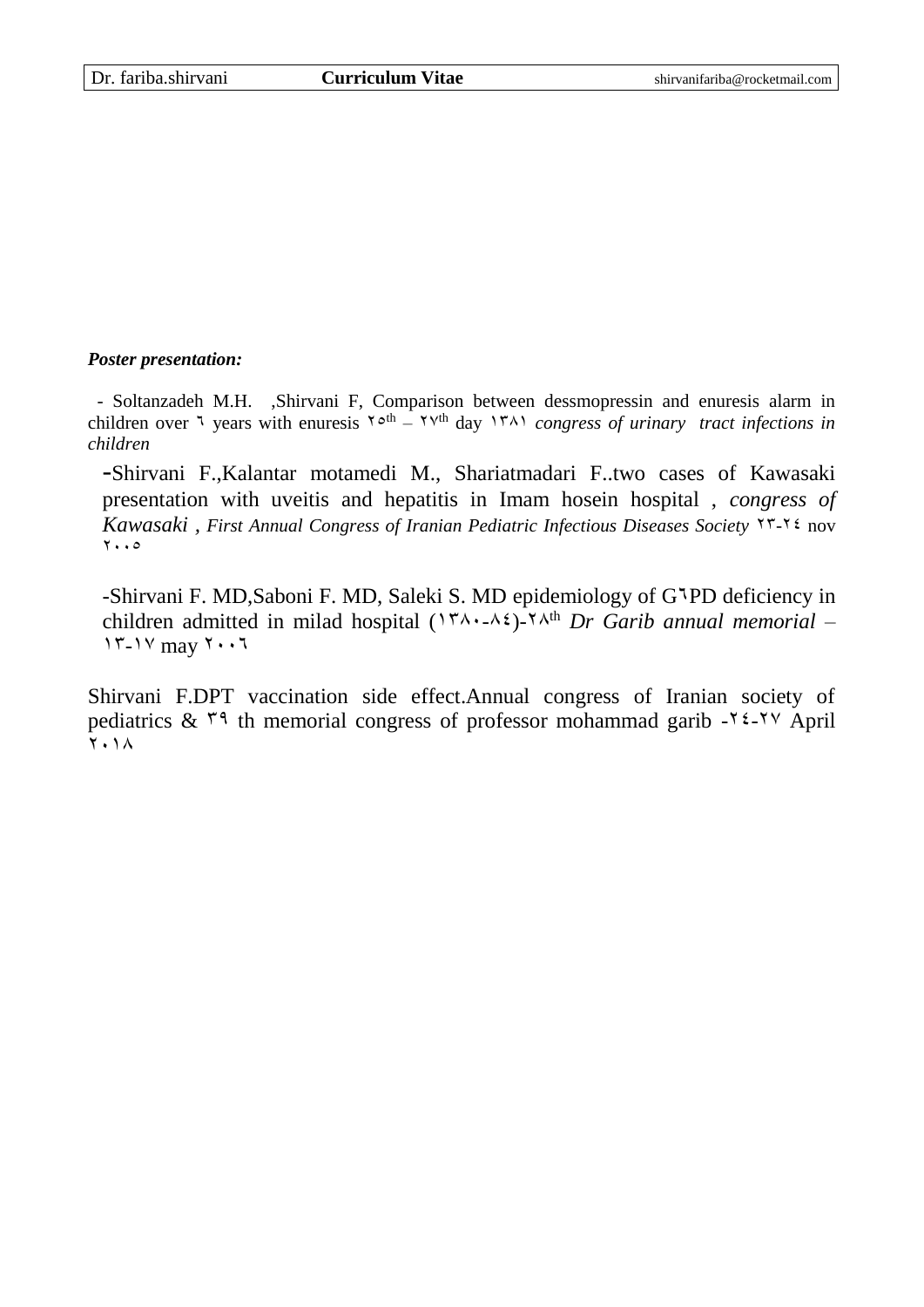***Poster presentation:***

- Soltanzadeh M.H. ,Shirvani F, Comparison between dessmopressin and enuresis alarm in children over ٦ years with enuresis ٢٥th – ٢٧th day ١٣٨١ *congress of urinary tract infections in children*

-Shirvani F.,Kalantar motamedi M., Shariatmadari F..two cases of Kawasaki presentation with uveitis and hepatitis in Imam hosein hospital , *congress of Kawasaki , First Annual Congress of Iranian Pediatric Infectious Diseases Society* ٢٣-٢٤ nov ٢٠٠٥

-Shirvani F. MD,Saboni F. MD, Saleki S. MD epidemiology of G٦PD deficiency in children admitted in milad hospital (١٣٨٠-٨٤)-٢٨th *Dr Garib annual memorial* – ١٣-١٧ may ٢٠٠٦

Shirvani F.DPT vaccination side effect.Annual congress of Iranian society of pediatrics & ٣٩ th memorial congress of professor mohammad garib -٢٤-٢٧ April ٢٠١٨